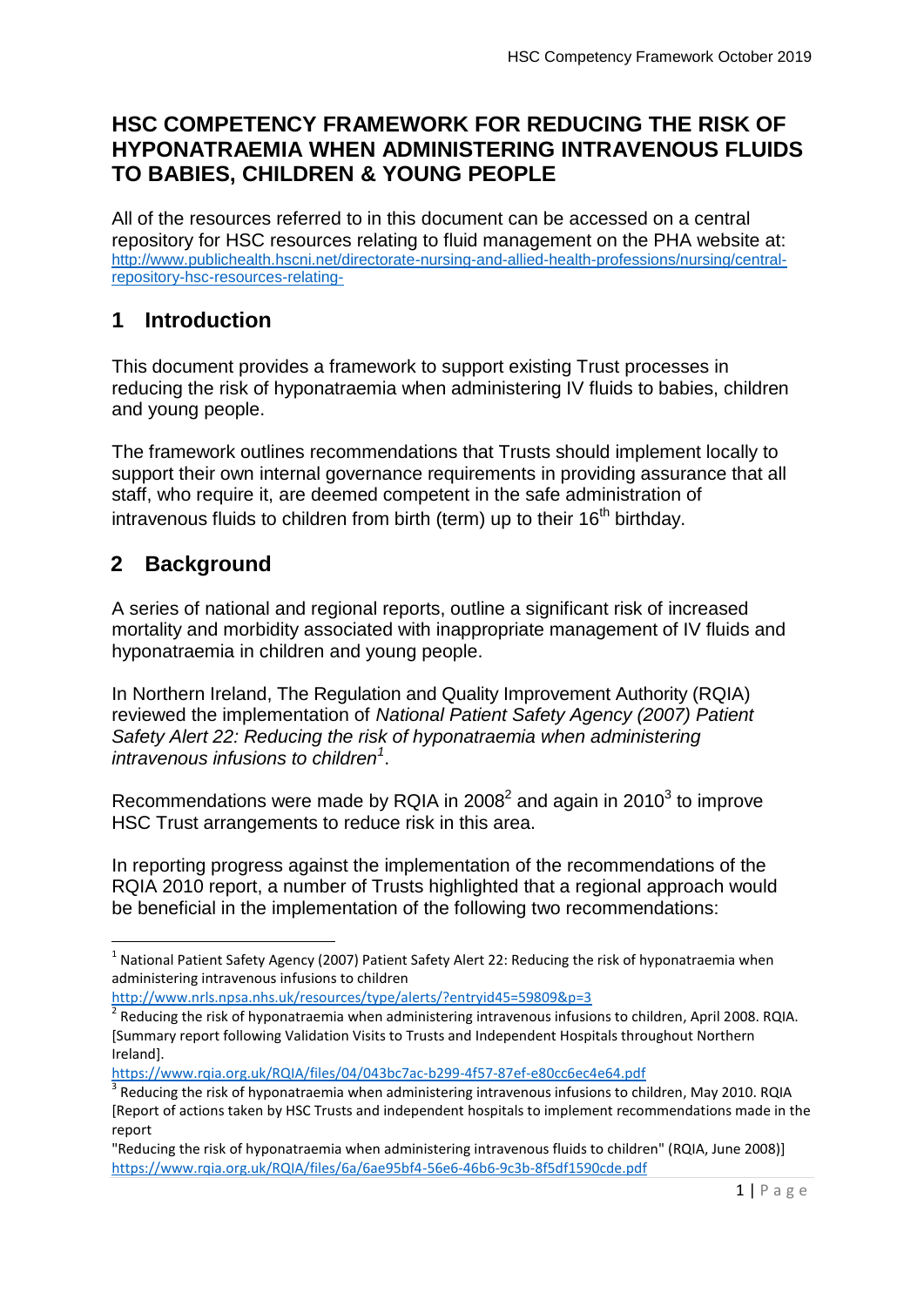# HSC COMPETENCY FRAMEWORK FOR REDUCING THE RISK OF HYPONATRAEMIA WHEN ADMINISTERING INTRAVENOUS FLUIDS TO BABIES, CHILDREN & YOUNG PEOPLE

All of the resources referred to in this document can be accessed on a central repository for HSC resources relating to fluid management on the PHA website at: http://www.publichealth.hscni.net/directorate-nursing-and-allied-health-professions/nursing/central-repository-hsc-resources-relating-

## 1 Introduction

This document provides a framework to support existing Trust processes in reducing the risk of hyponatraemia when administering IV fluids to babies, children and young people.

The framework outlines recommendations that Trusts should implement locally to support their own internal governance requirements in providing assurance that all staff, who require it, are deemed competent in the safe administration of intravenous fluids to children from birth (term) up to their 16th birthday.

## 2 Background

A series of national and regional reports, outline a significant risk of increased mortality and morbidity associated with inappropriate management of IV fluids and hyponatraemia in children and young people.

In Northern Ireland, The Regulation and Quality Improvement Authority (RQIA) reviewed the implementation of *National Patient Safety Agency (2007) Patient Safety Alert 22: Reducing the risk of hyponatraemia when administering intravenous infusions to children*[1].

Recommendations were made by RQIA in 2008[2] and again in 2010[3] to improve HSC Trust arrangements to reduce risk in this area.

In reporting progress against the implementation of the recommendations of the RQIA 2010 report, a number of Trusts highlighted that a regional approach would be beneficial in the implementation of the following two recommendations:

---

[1] National Patient Safety Agency (2007) Patient Safety Alert 22: Reducing the risk of hyponatraemia when administering intravenous infusions to children http://www.nrls.npsa.nhs.uk/resources/type/alerts/?entryid45=59809&p=3

[2] Reducing the risk of hyponatraemia when administering intravenous infusions to children, April 2008. RQIA. [Summary report following Validation Visits to Trusts and Independent Hospitals throughout Northern Ireland]. https://www.rqia.org.uk/RQIA/files/04/043bc7ac-b299-4f57-87ef-e80cc6ec4e64.pdf

[3] Reducing the risk of hyponatraemia when administering intravenous infusions to children, May 2010. RQIA [Report of actions taken by HSC Trusts and independent hospitals to implement recommendations made in the report "Reducing the risk of hyponatraemia when administering intravenous fluids to children" (RQIA, June 2008)] https://www.rqia.org.uk/RQIA/files/6a/6ae95bf4-56e6-46b6-9c3b-8f5df1590cde.pdf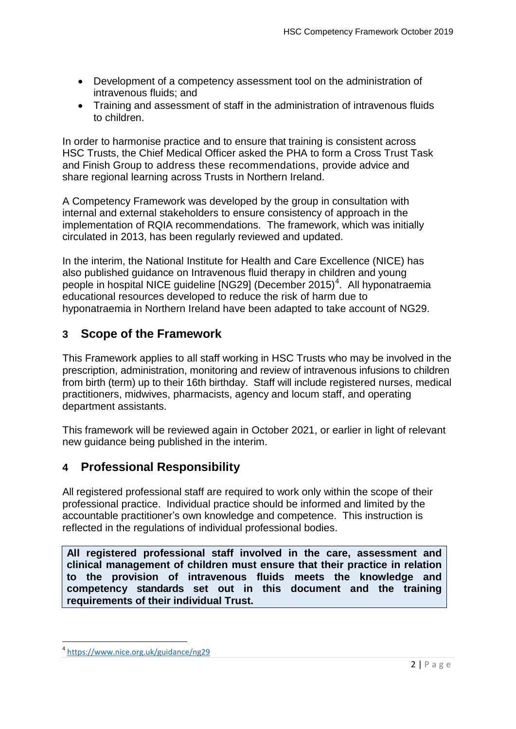- Development of a competency assessment tool on the administration of intravenous fluids; and
- Training and assessment of staff in the administration of intravenous fluids to children.

In order to harmonise practice and to ensure that training is consistent across HSC Trusts, the Chief Medical Officer asked the PHA to form a Cross Trust Task and Finish Group to address these recommendations, provide advice and share regional learning across Trusts in Northern Ireland.

A Competency Framework was developed by the group in consultation with internal and external stakeholders to ensure consistency of approach in the implementation of RQIA recommendations. The framework, which was initially circulated in 2013, has been regularly reviewed and updated.

In the interim, the National Institute for Health and Care Excellence (NICE) has also published guidance on Intravenous fluid therapy in children and young people in hospital NICE guideline [NG29] (December 2015)[4]. All hyponatraemia educational resources developed to reduce the risk of harm due to hyponatraemia in Northern Ireland have been adapted to take account of NG29.

## 3 Scope of the Framework

This Framework applies to all staff working in HSC Trusts who may be involved in the prescription, administration, monitoring and review of intravenous infusions to children from birth (term) up to their 16th birthday. Staff will include registered nurses, medical practitioners, midwives, pharmacists, agency and locum staff, and operating department assistants.

This framework will be reviewed again in October 2021, or earlier in light of relevant new guidance being published in the interim.

## 4 Professional Responsibility

All registered professional staff are required to work only within the scope of their professional practice. Individual practice should be informed and limited by the accountable practitioner's own knowledge and competence. This instruction is reflected in the regulations of individual professional bodies.

**All registered professional staff involved in the care, assessment and clinical management of children must ensure that their practice in relation to the provision of intravenous fluids meets the knowledge and competency standards set out in this document and the training requirements of their individual Trust.**

[4] https://www.nice.org.uk/guidance/ng29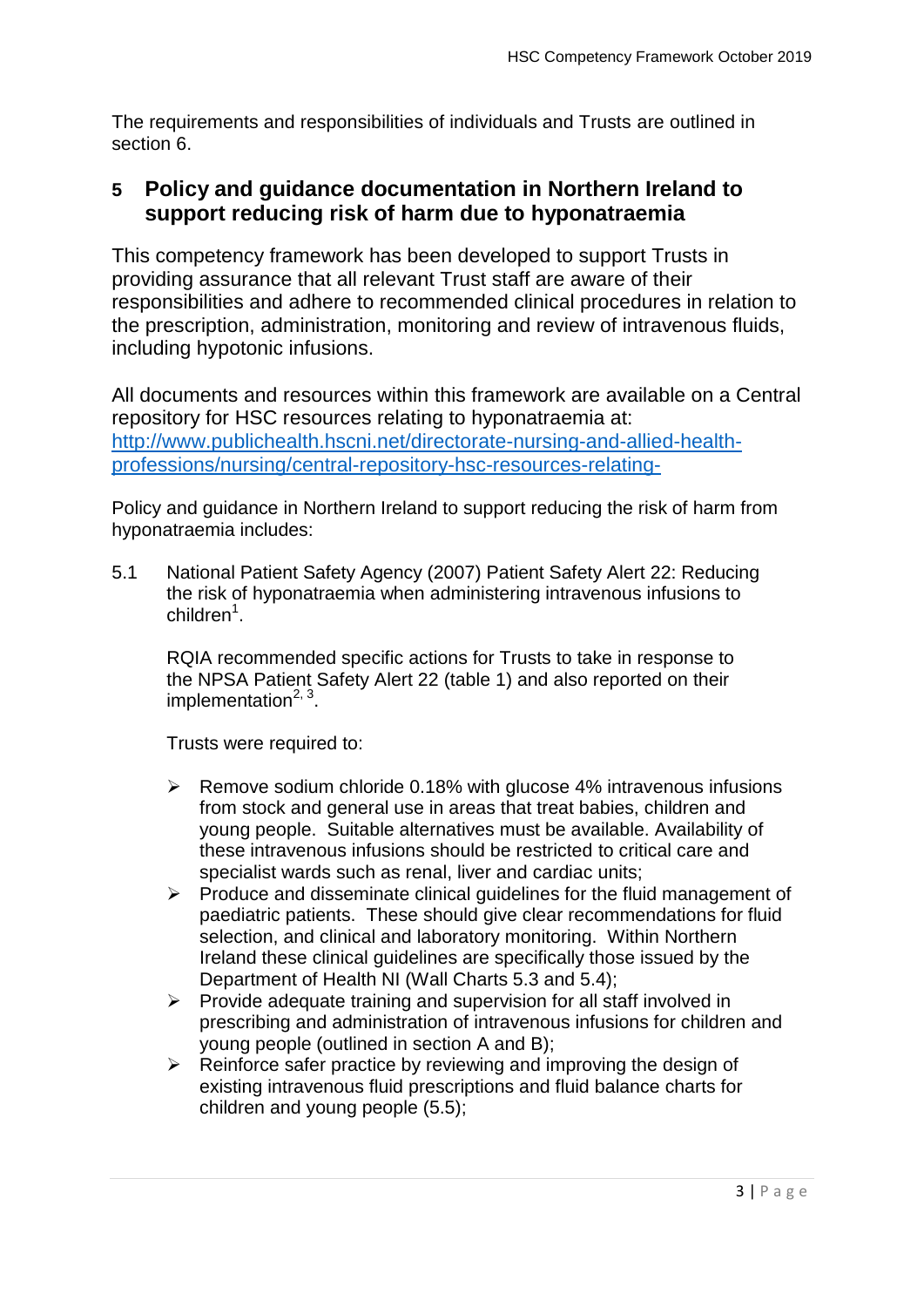The requirements and responsibilities of individuals and Trusts are outlined in section 6.

## 5 Policy and guidance documentation in Northern Ireland to support reducing risk of harm due to hyponatraemia

This competency framework has been developed to support Trusts in providing assurance that all relevant Trust staff are aware of their responsibilities and adhere to recommended clinical procedures in relation to the prescription, administration, monitoring and review of intravenous fluids, including hypotonic infusions.

All documents and resources within this framework are available on a Central repository for HSC resources relating to hyponatraemia at: [http://www.publichealth.hscni.net/directorate-nursing-and-allied-health-professions/nursing/central-repository-hsc-resources-relating-](http://www.publichealth.hscni.net/directorate-nursing-and-allied-health-professions/nursing/central-repository-hsc-resources-relating-)

Policy and guidance in Northern Ireland to support reducing the risk of harm from hyponatraemia includes:

5.1 National Patient Safety Agency (2007) Patient Safety Alert 22: Reducing the risk of hyponatraemia when administering intravenous infusions to children[1].

RQIA recommended specific actions for Trusts to take in response to the NPSA Patient Safety Alert 22 (table 1) and also reported on their implementation[2, 3].

Trusts were required to:

- Remove sodium chloride 0.18% with glucose 4% intravenous infusions from stock and general use in areas that treat babies, children and young people. Suitable alternatives must be available. Availability of these intravenous infusions should be restricted to critical care and specialist wards such as renal, liver and cardiac units;
- Produce and disseminate clinical guidelines for the fluid management of paediatric patients. These should give clear recommendations for fluid selection, and clinical and laboratory monitoring. Within Northern Ireland these clinical guidelines are specifically those issued by the Department of Health NI (Wall Charts 5.3 and 5.4);
- Provide adequate training and supervision for all staff involved in prescribing and administration of intravenous infusions for children and young people (outlined in section A and B);
- Reinforce safer practice by reviewing and improving the design of existing intravenous fluid prescriptions and fluid balance charts for children and young people (5.5);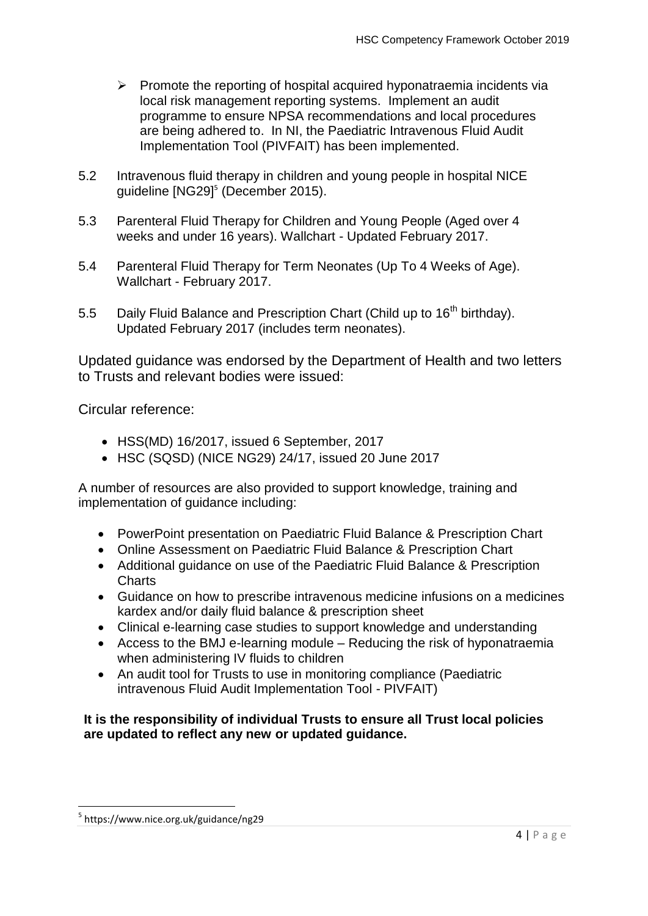- Promote the reporting of hospital acquired hyponatraemia incidents via local risk management reporting systems. Implement an audit programme to ensure NPSA recommendations and local procedures are being adhered to. In NI, the Paediatric Intravenous Fluid Audit Implementation Tool (PIVFAIT) has been implemented.

5.2 Intravenous fluid therapy in children and young people in hospital NICE guideline [NG29][5] (December 2015).

5.3 Parenteral Fluid Therapy for Children and Young People (Aged over 4 weeks and under 16 years). Wallchart - Updated February 2017.

5.4 Parenteral Fluid Therapy for Term Neonates (Up To 4 Weeks of Age). Wallchart - February 2017.

5.5 Daily Fluid Balance and Prescription Chart (Child up to 16th birthday). Updated February 2017 (includes term neonates).

Updated guidance was endorsed by the Department of Health and two letters to Trusts and relevant bodies were issued:

Circular reference:

- HSS(MD) 16/2017, issued 6 September, 2017
- HSC (SQSD) (NICE NG29) 24/17, issued 20 June 2017

A number of resources are also provided to support knowledge, training and implementation of guidance including:

- PowerPoint presentation on Paediatric Fluid Balance & Prescription Chart
- Online Assessment on Paediatric Fluid Balance & Prescription Chart
- Additional guidance on use of the Paediatric Fluid Balance & Prescription Charts
- Guidance on how to prescribe intravenous medicine infusions on a medicines kardex and/or daily fluid balance & prescription sheet
- Clinical e-learning case studies to support knowledge and understanding
- Access to the BMJ e-learning module – Reducing the risk of hyponatraemia when administering IV fluids to children
- An audit tool for Trusts to use in monitoring compliance (Paediatric intravenous Fluid Audit Implementation Tool - PIVFAIT)

**It is the responsibility of individual Trusts to ensure all Trust local policies are updated to reflect any new or updated guidance.**

[5] https://www.nice.org.uk/guidance/ng29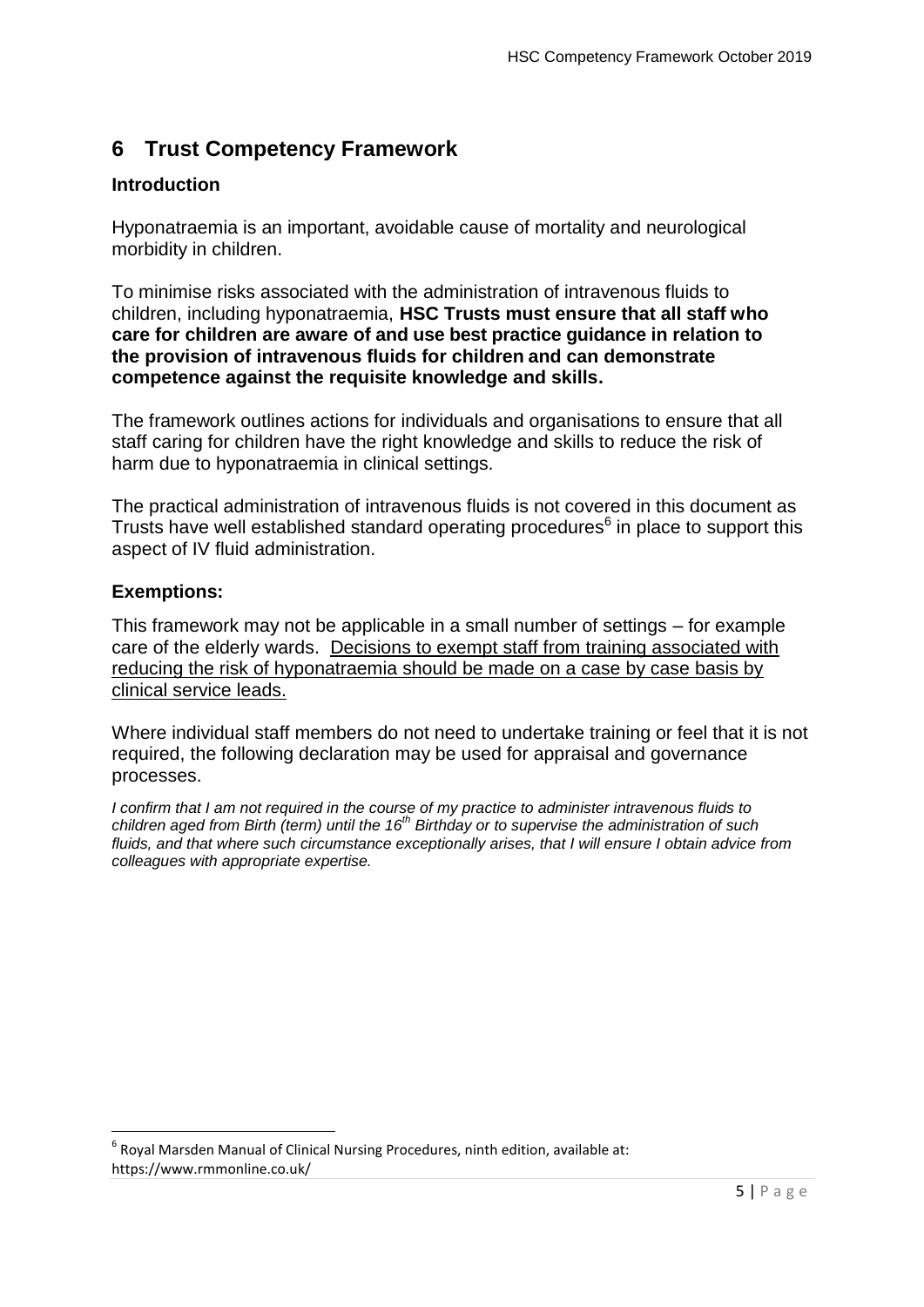# 6 Trust Competency Framework

### Introduction

Hyponatraemia is an important, avoidable cause of mortality and neurological morbidity in children.

To minimise risks associated with the administration of intravenous fluids to children, including hyponatraemia, **HSC Trusts must ensure that all staff who care for children are aware of and use best practice guidance in relation to the provision of intravenous fluids for children and can demonstrate competence against the requisite knowledge and skills.**

The framework outlines actions for individuals and organisations to ensure that all staff caring for children have the right knowledge and skills to reduce the risk of harm due to hyponatraemia in clinical settings.

The practical administration of intravenous fluids is not covered in this document as Trusts have well established standard operating procedures[6] in place to support this aspect of IV fluid administration.

### Exemptions:

This framework may not be applicable in a small number of settings – for example care of the elderly wards. Decisions to exempt staff from training associated with reducing the risk of hyponatraemia should be made on a case by case basis by clinical service leads.

Where individual staff members do not need to undertake training or feel that it is not required, the following declaration may be used for appraisal and governance processes.

*I confirm that I am not required in the course of my practice to administer intravenous fluids to children aged from Birth (term) until the 16th Birthday or to supervise the administration of such fluids, and that where such circumstance exceptionally arises, that I will ensure I obtain advice from colleagues with appropriate expertise.*

[6] Royal Marsden Manual of Clinical Nursing Procedures, ninth edition, available at: https://www.rmmonline.co.uk/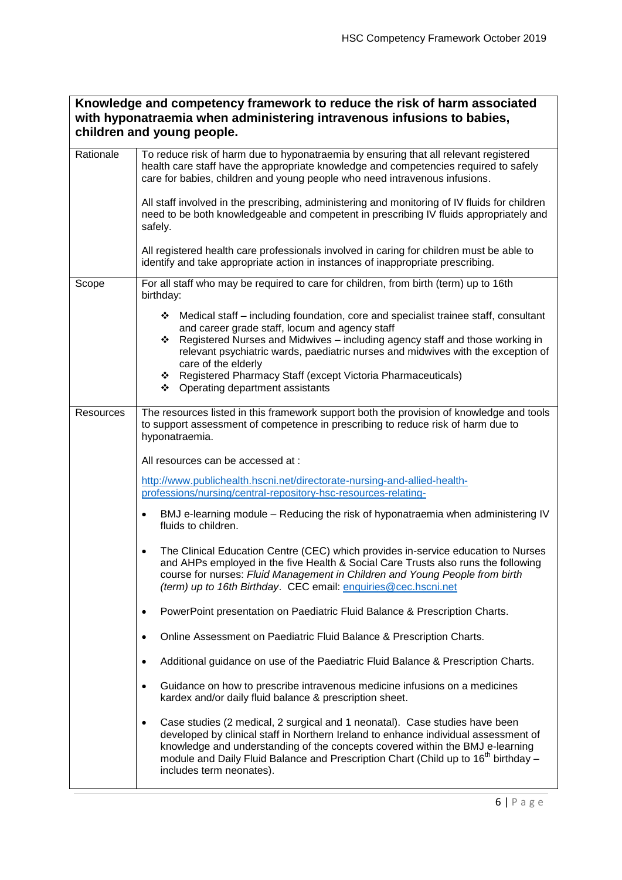| **Knowledge and competency framework to reduce the risk of harm associated with hyponatraemia when administering intravenous infusions to babies, children and young people.** | |
|---|---|
| Rationale | To reduce risk of harm due to hyponatraemia by ensuring that all relevant registered health care staff have the appropriate knowledge and competencies required to safely care for babies, children and young people who need intravenous infusions.<br><br>All staff involved in the prescribing, administering and monitoring of IV fluids for children need to be both knowledgeable and competent in prescribing IV fluids appropriately and safely.<br><br>All registered health care professionals involved in caring for children must be able to identify and take appropriate action in instances of inappropriate prescribing. |
| Scope | For all staff who may be required to care for children, from birth (term) up to 16th birthday:<br><br>❖ Medical staff – including foundation, core and specialist trainee staff, consultant and career grade staff, locum and agency staff<br>❖ Registered Nurses and Midwives – including agency staff and those working in relevant psychiatric wards, paediatric nurses and midwives with the exception of care of the elderly<br>❖ Registered Pharmacy Staff (except Victoria Pharmaceuticals)<br>❖ Operating department assistants |
| Resources | The resources listed in this framework support both the provision of knowledge and tools to support assessment of competence in prescribing to reduce risk of harm due to hyponatraemia.<br><br>All resources can be accessed at :<br><br>http://www.publichealth.hscni.net/directorate-nursing-and-allied-health-professions/nursing/central-repository-hsc-resources-relating-<br><br>• BMJ e-learning module – Reducing the risk of hyponatraemia when administering IV fluids to children.<br><br>• The Clinical Education Centre (CEC) which provides in-service education to Nurses and AHPs employed in the five Health & Social Care Trusts also runs the following course for nurses: *Fluid Management in Children and Young People from birth (term) up to 16th Birthday*. CEC email: enquiries@cec.hscni.net<br><br>• PowerPoint presentation on Paediatric Fluid Balance & Prescription Charts.<br><br>• Online Assessment on Paediatric Fluid Balance & Prescription Charts.<br><br>• Additional guidance on use of the Paediatric Fluid Balance & Prescription Charts.<br><br>• Guidance on how to prescribe intravenous medicine infusions on a medicines kardex and/or daily fluid balance & prescription sheet.<br><br>• Case studies (2 medical, 2 surgical and 1 neonatal). Case studies have been developed by clinical staff in Northern Ireland to enhance individual assessment of knowledge and understanding of the concepts covered within the BMJ e-learning module and Daily Fluid Balance and Prescription Chart (Child up to 16th birthday – includes term neonates). |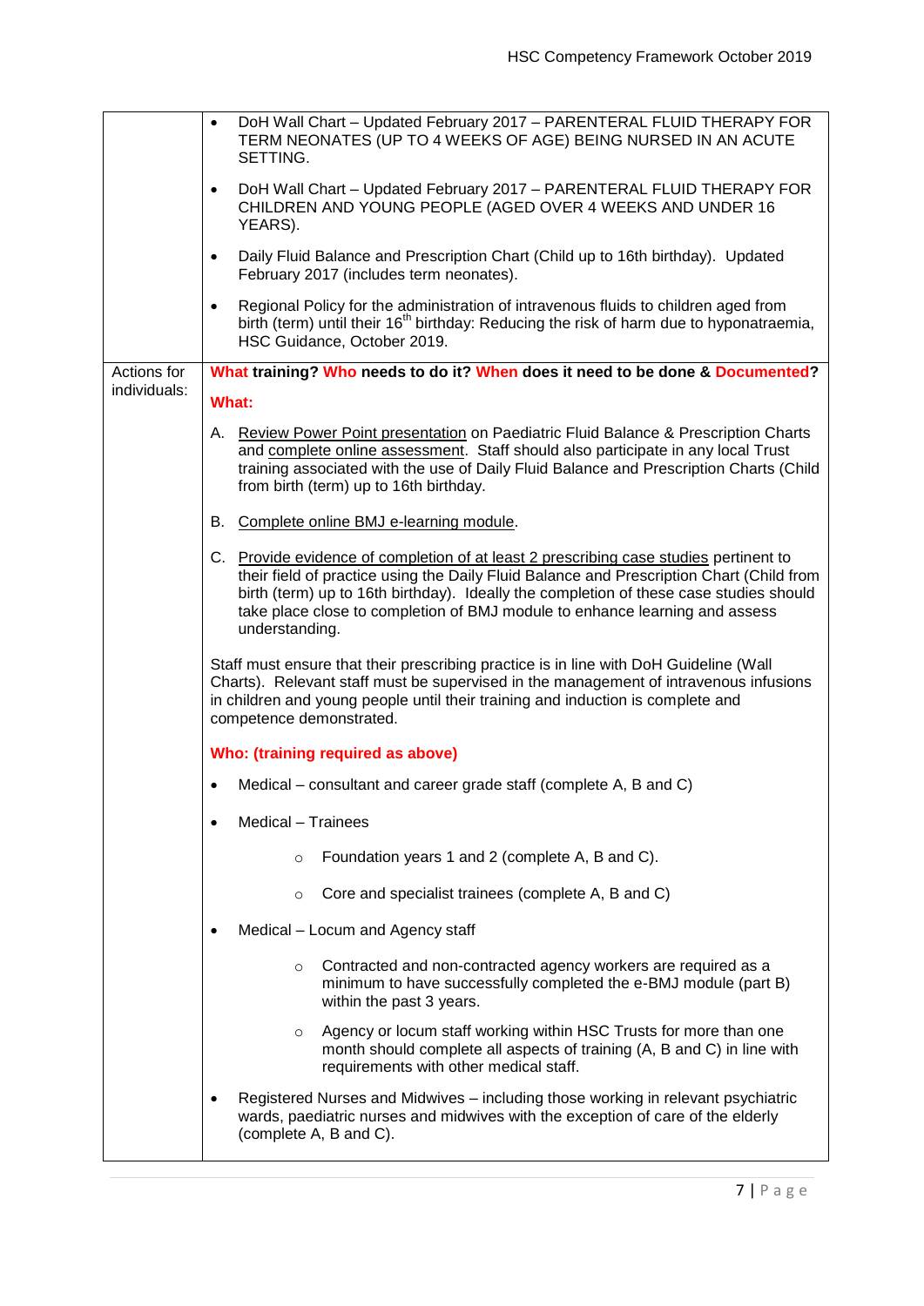| | |
|---|---|
| | • DoH Wall Chart – Updated February 2017 – PARENTERAL FLUID THERAPY FOR TERM NEONATES (UP TO 4 WEEKS OF AGE) BEING NURSED IN AN ACUTE SETTING.<br><br>• DoH Wall Chart – Updated February 2017 – PARENTERAL FLUID THERAPY FOR CHILDREN AND YOUNG PEOPLE (AGED OVER 4 WEEKS AND UNDER 16 YEARS).<br><br>• Daily Fluid Balance and Prescription Chart (Child up to 16th birthday). Updated February 2017 (includes term neonates).<br><br>• Regional Policy for the administration of intravenous fluids to children aged from birth (term) until their 16th birthday: Reducing the risk of harm due to hyponatraemia, HSC Guidance, October 2019. |
| Actions for individuals: | **What training? Who needs to do it? When does it need to be done & Documented?**<br><br>**What:**<br><br>A. Review Power Point presentation on Paediatric Fluid Balance & Prescription Charts and complete online assessment. Staff should also participate in any local Trust training associated with the use of Daily Fluid Balance and Prescription Charts (Child from birth (term) up to 16th birthday.<br><br>B. Complete online BMJ e-learning module.<br><br>C. Provide evidence of completion of at least 2 prescribing case studies pertinent to their field of practice using the Daily Fluid Balance and Prescription Chart (Child from birth (term) up to 16th birthday). Ideally the completion of these case studies should take place close to completion of BMJ module to enhance learning and assess understanding.<br><br>Staff must ensure that their prescribing practice is in line with DoH Guideline (Wall Charts). Relevant staff must be supervised in the management of intravenous infusions in children and young people until their training and induction is complete and competence demonstrated.<br><br>**Who: (training required as above)**<br><br>• Medical – consultant and career grade staff (complete A, B and C)<br><br>• Medical – Trainees<br>&nbsp;&nbsp;&nbsp;&nbsp;○ Foundation years 1 and 2 (complete A, B and C).<br>&nbsp;&nbsp;&nbsp;&nbsp;○ Core and specialist trainees (complete A, B and C)<br><br>• Medical – Locum and Agency staff<br>&nbsp;&nbsp;&nbsp;&nbsp;○ Contracted and non-contracted agency workers are required as a minimum to have successfully completed the e-BMJ module (part B) within the past 3 years.<br>&nbsp;&nbsp;&nbsp;&nbsp;○ Agency or locum staff working within HSC Trusts for more than one month should complete all aspects of training (A, B and C) in line with requirements with other medical staff.<br><br>• Registered Nurses and Midwives – including those working in relevant psychiatric wards, paediatric nurses and midwives with the exception of care of the elderly (complete A, B and C). |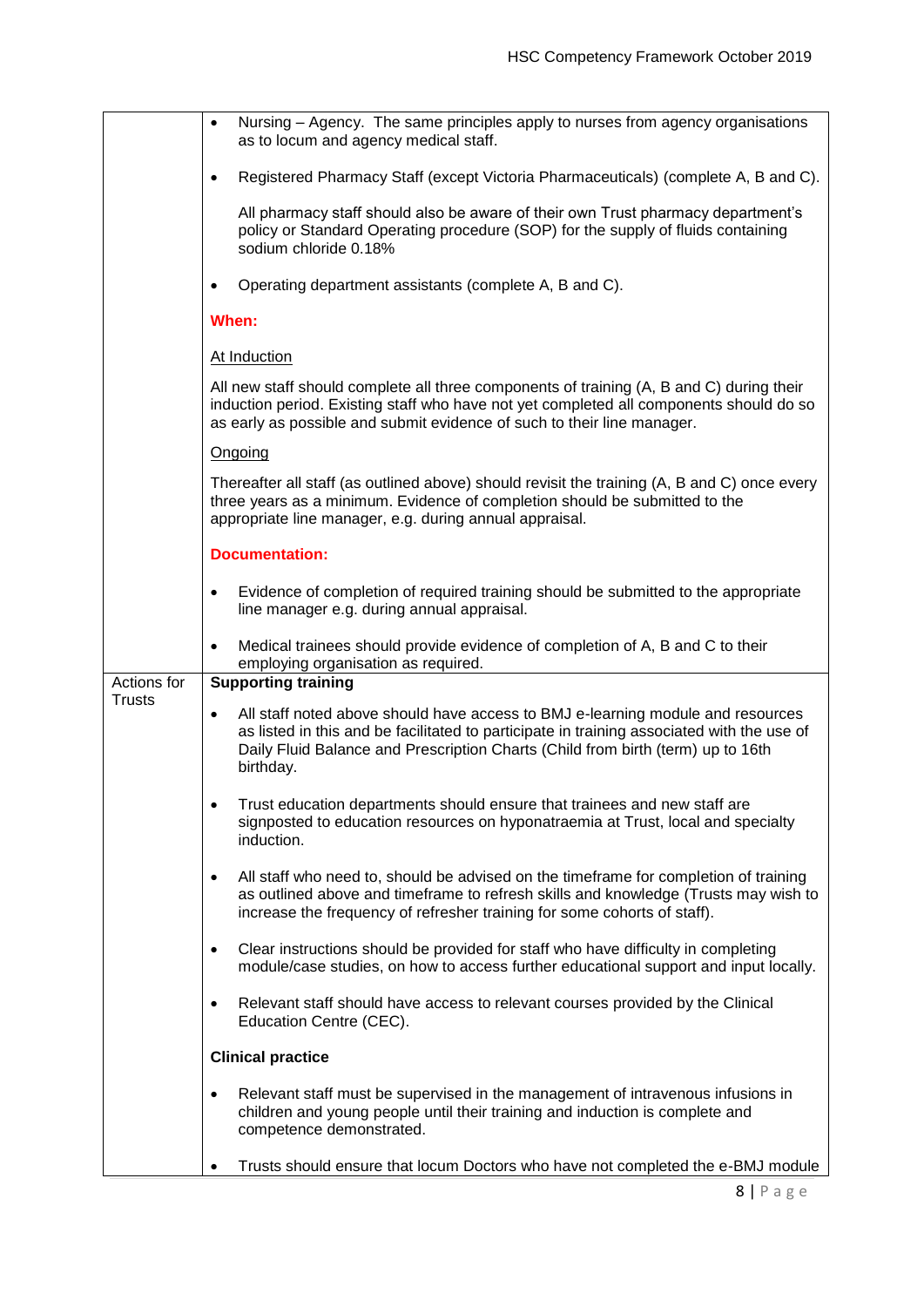| | |
|---|---|
| | • Nursing – Agency. The same principles apply to nurses from agency organisations as to locum and agency medical staff.<br><br>• Registered Pharmacy Staff (except Victoria Pharmaceuticals) (complete A, B and C).<br><br>All pharmacy staff should also be aware of their own Trust pharmacy department's policy or Standard Operating procedure (SOP) for the supply of fluids containing sodium chloride 0.18%<br><br>• Operating department assistants (complete A, B and C).<br><br>**When:**<br><br>At Induction<br><br>All new staff should complete all three components of training (A, B and C) during their induction period. Existing staff who have not yet completed all components should do so as early as possible and submit evidence of such to their line manager.<br><br>Ongoing<br><br>Thereafter all staff (as outlined above) should revisit the training (A, B and C) once every three years as a minimum. Evidence of completion should be submitted to the appropriate line manager, e.g. during annual appraisal.<br><br>**Documentation:**<br><br>• Evidence of completion of required training should be submitted to the appropriate line manager e.g. during annual appraisal.<br><br>• Medical trainees should provide evidence of completion of A, B and C to their employing organisation as required. |
| Actions for Trusts | **Supporting training**<br><br>• All staff noted above should have access to BMJ e-learning module and resources as listed in this and be facilitated to participate in training associated with the use of Daily Fluid Balance and Prescription Charts (Child from birth (term) up to 16th birthday.<br><br>• Trust education departments should ensure that trainees and new staff are signposted to education resources on hyponatraemia at Trust, local and specialty induction.<br><br>• All staff who need to, should be advised on the timeframe for completion of training as outlined above and timeframe to refresh skills and knowledge (Trusts may wish to increase the frequency of refresher training for some cohorts of staff).<br><br>• Clear instructions should be provided for staff who have difficulty in completing module/case studies, on how to access further educational support and input locally.<br><br>• Relevant staff should have access to relevant courses provided by the Clinical Education Centre (CEC).<br><br>**Clinical practice**<br><br>• Relevant staff must be supervised in the management of intravenous infusions in children and young people until their training and induction is complete and competence demonstrated.<br><br>• Trusts should ensure that locum Doctors who have not completed the e-BMJ module |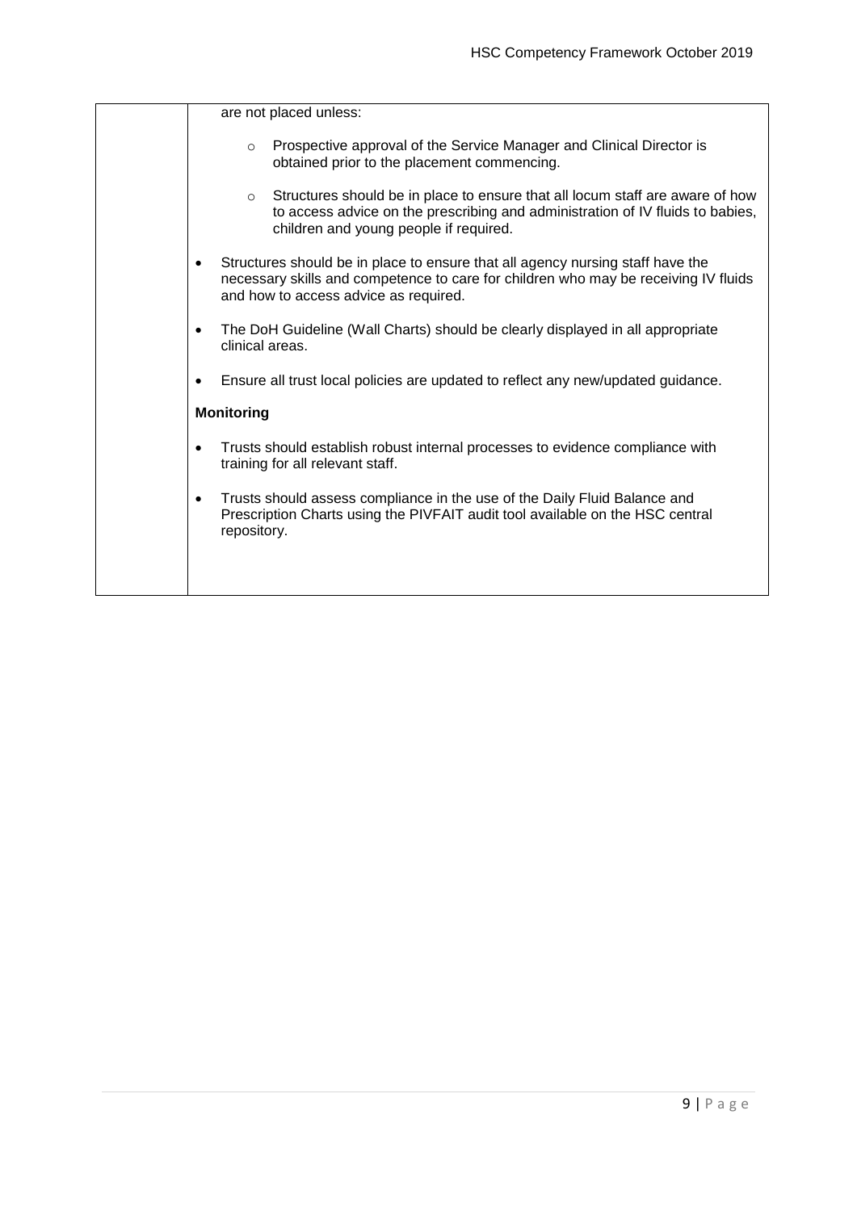| | |
|---|---|
| | are not placed unless:<br><br>  - Prospective approval of the Service Manager and Clinical Director is obtained prior to the placement commencing.<br>  - Structures should be in place to ensure that all locum staff are aware of how to access advice on the prescribing and administration of IV fluids to babies, children and young people if required.<br><br>- Structures should be in place to ensure that all agency nursing staff have the necessary skills and competence to care for children who may be receiving IV fluids and how to access advice as required.<br>- The DoH Guideline (Wall Charts) should be clearly displayed in all appropriate clinical areas.<br>- Ensure all trust local policies are updated to reflect any new/updated guidance.<br><br>**Monitoring**<br><br>- Trusts should establish robust internal processes to evidence compliance with training for all relevant staff.<br>- Trusts should assess compliance in the use of the Daily Fluid Balance and Prescription Charts using the PIVFAIT audit tool available on the HSC central repository. |